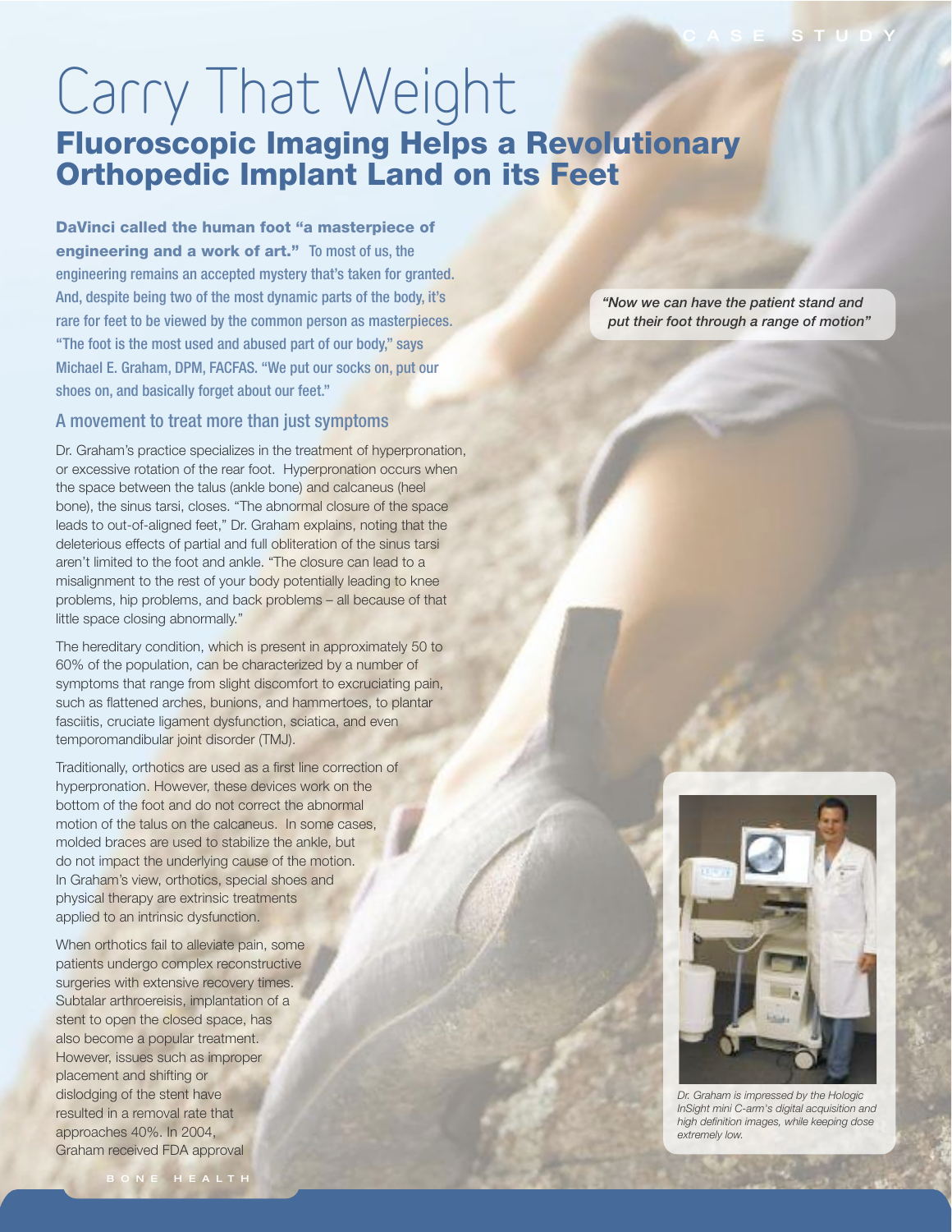# Carry That Weight

## Fluoroscopic Imaging Helps a Revolutionary Orthopedic Implant Land on its Feet

**DaVinci called the human foot "a masterpiece of engineering and a work of art."** To most of us, the engineering remains an accepted mystery that's taken for granted. And, despite being two of the most dynamic parts of the body, it's rare for feet to be viewed by the common person as masterpieces. "The foot is the most used and abused part of our body," says Michael E. Graham, DPM, FACFAS. "We put our socks on, put our shoes on, and basically forget about our feet."

*"Now we can have the patient stand and put their foot through a range of motion"*

### A movement to treat more than just symptoms

Dr. Graham's practice specializes in the treatment of hyperpronation, or excessive rotation of the rear foot. Hyperpronation occurs when the space between the talus (ankle bone) and calcaneus (heel bone), the sinus tarsi, closes. "The abnormal closure of the space leads to out-of-aligned feet," Dr. Graham explains, noting that the deleterious effects of partial and full obliteration of the sinus tarsi aren't limited to the foot and ankle. "The closure can lead to a misalignment to the rest of your body potentially leading to knee problems, hip problems, and back problems – all because of that little space closing abnormally."

The hereditary condition, which is present in approximately 50 to 60% of the population, can be characterized by a number of symptoms that range from slight discomfort to excruciating pain, such as flattened arches, bunions, and hammertoes, to plantar fasciitis, cruciate ligament dysfunction, sciatica, and even temporomandibular joint disorder (TMJ).

Traditionally, orthotics are used as a first line correction of hyperpronation. However, these devices work on the bottom of the foot and do not correct the abnormal motion of the talus on the calcaneus. In some cases, molded braces are used to stabilize the ankle, but do not impact the underlying cause of the motion. In Graham's view, orthotics, special shoes and physical therapy are extrinsic treatments applied to an intrinsic dysfunction.

When orthotics fail to alleviate pain, some patients undergo complex reconstructive surgeries with extensive recovery times. Subtalar arthroereisis, implantation of a stent to open the closed space, has also become a popular treatment. However, issues such as improper placement and shifting or dislodging of the stent have resulted in a removal rate that approaches 40%. In 2004, Graham received FDA approval

*Dr. Graham is impressed by the Hologic InSight mini C-arm's digital acquisition and high definition images, while keeping dose extremely low.*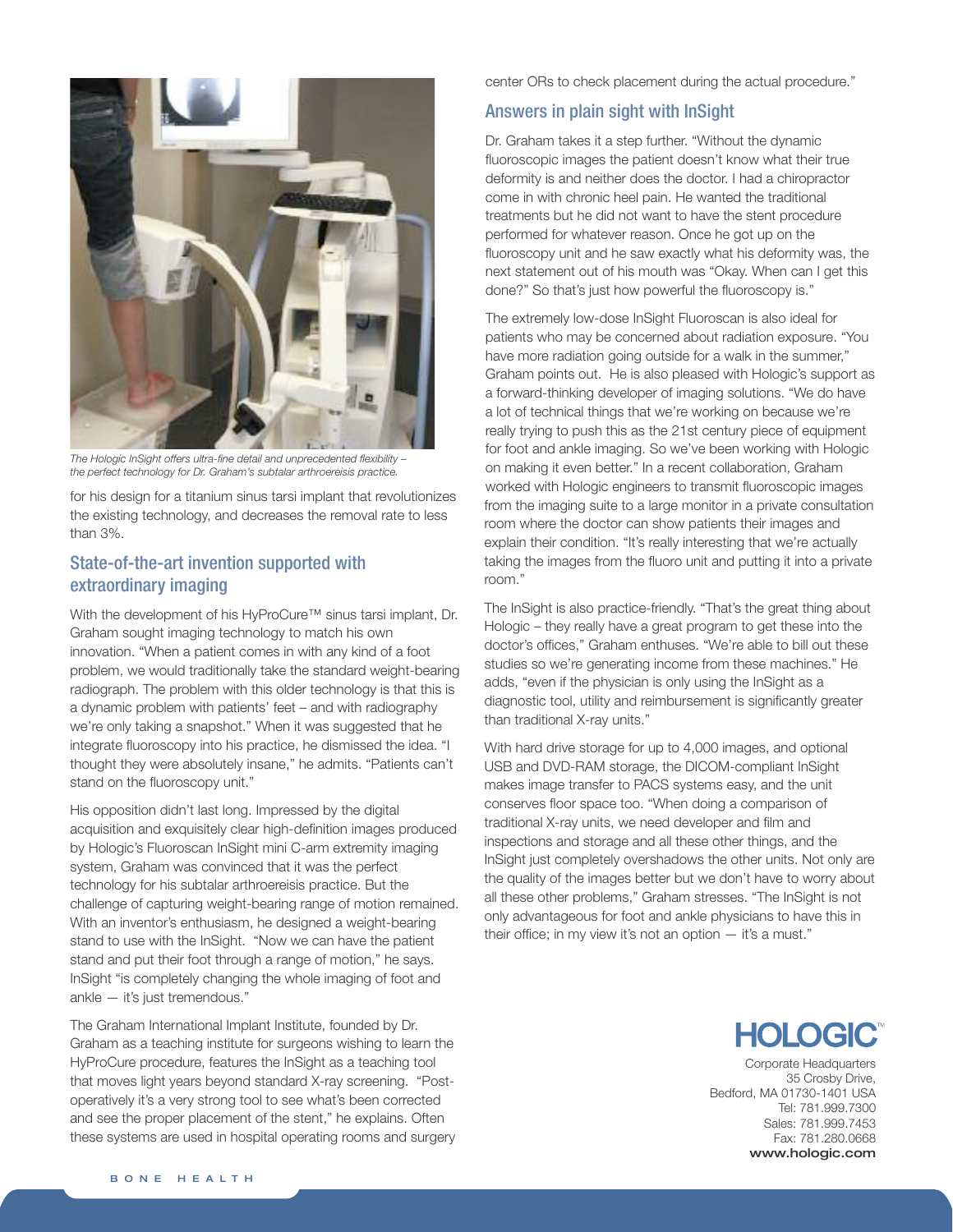*The Hologic InSight offers ultra-fine detail and unprecedented flexibility – the perfect technology for Dr. Graham's subtalar arthroereisis practice.*

for his design for a titanium sinus tarsi implant that revolutionizes the existing technology, and decreases the removal rate to less than 3%.

## State-of-the-art invention supported with extraordinary imaging

With the development of his HyProCure™ sinus tarsi implant, Dr. Graham sought imaging technology to match his own innovation. "When a patient comes in with any kind of a foot problem, we would traditionally take the standard weight-bearing radiograph. The problem with this older technology is that this is a dynamic problem with patients' feet – and with radiography we're only taking a snapshot." When it was suggested that he integrate fluoroscopy into his practice, he dismissed the idea. "I thought they were absolutely insane," he admits. "Patients can't stand on the fluoroscopy unit."

His opposition didn't last long. Impressed by the digital acquisition and exquisitely clear high-definition images produced by Hologic's Fluoroscan InSight mini C-arm extremity imaging system, Graham was convinced that it was the perfect technology for his subtalar arthroereisis practice. But the challenge of capturing weight-bearing range of motion remained. With an inventor's enthusiasm, he designed a weight-bearing stand to use with the InSight. "Now we can have the patient stand and put their foot through a range of motion," he says. InSight "is completely changing the whole imaging of foot and ankle — it's just tremendous."

The Graham International Implant Institute, founded by Dr. Graham as a teaching institute for surgeons wishing to learn the HyProCure procedure, features the InSight as a teaching tool that moves light years beyond standard X-ray screening. "Post-operatively it's a very strong tool to see what's been corrected and see the proper placement of the stent," he explains. Often these systems are used in hospital operating rooms and surgery center ORs to check placement during the actual procedure."

## Answers in plain sight with InSight

Dr. Graham takes it a step further. "Without the dynamic fluoroscopic images the patient doesn't know what their true deformity is and neither does the doctor. I had a chiropractor come in with chronic heel pain. He wanted the traditional treatments but he did not want to have the stent procedure performed for whatever reason. Once he got up on the fluoroscopy unit and he saw exactly what his deformity was, the next statement out of his mouth was "Okay. When can I get this done?" So that's just how powerful the fluoroscopy is."

The extremely low-dose InSight Fluoroscan is also ideal for patients who may be concerned about radiation exposure. "You have more radiation going outside for a walk in the summer," Graham points out. He is also pleased with Hologic's support as a forward-thinking developer of imaging solutions. "We do have a lot of technical things that we're working on because we're really trying to push this as the 21st century piece of equipment for foot and ankle imaging. So we've been working with Hologic on making it even better." In a recent collaboration, Graham worked with Hologic engineers to transmit fluoroscopic images from the imaging suite to a large monitor in a private consultation room where the doctor can show patients their images and explain their condition. "It's really interesting that we're actually taking the images from the fluoro unit and putting it into a private room."

The InSight is also practice-friendly. "That's the great thing about Hologic – they really have a great program to get these into the doctor's offices," Graham enthuses. "We're able to bill out these studies so we're generating income from these machines." He adds, "even if the physician is only using the InSight as a diagnostic tool, utility and reimbursement is significantly greater than traditional X-ray units."

With hard drive storage for up to 4,000 images, and optional USB and DVD-RAM storage, the DICOM-compliant InSight makes image transfer to PACS systems easy, and the unit conserves floor space too. "When doing a comparison of traditional X-ray units, we need developer and film and inspections and storage and all these other things, and the InSight just completely overshadows the other units. Not only are the quality of the images better but we don't have to worry about all these other problems," Graham stresses. "The InSight is not only advantageous for foot and ankle physicians to have this in their office; in my view it's not an option — it's a must."

**HOLOGIC**™

Corporate Headquarters
35 Crosby Drive,
Bedford, MA 01730-1401 USA
Tel: 781.999.7300
Sales: 781.999.7453
Fax: 781.280.0668
**www.hologic.com**

BONE HEALTH